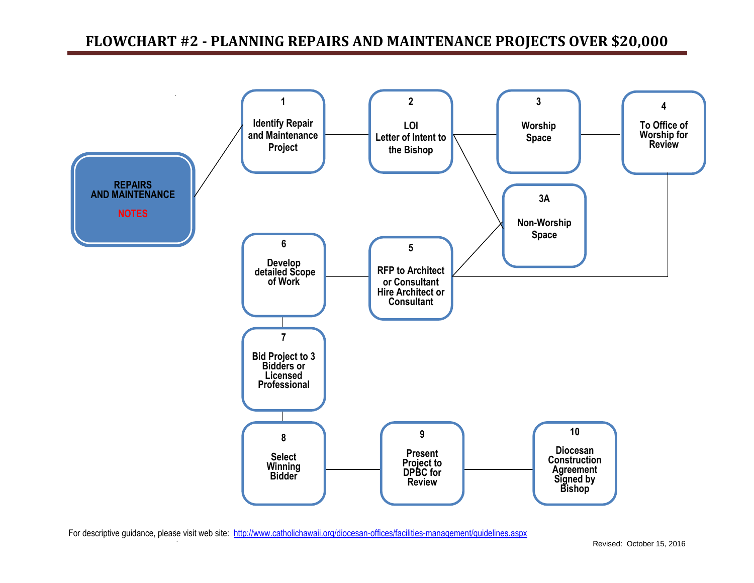# FLOWCHART #2 - PLANNING REPAIRS AND MAINTENANCE PROJECTS OVER $20,000

**REPAIRS AND MAINTENANCE**

**NOTES**

**1** Identify Repair and Maintenance Project

**2** LOI Letter of Intent to the Bishop

**3** Worship Space

**4** To Office of Worship for Review

**3A** Non-Worship Space

**5** RFP to Architect or Consultant Hire Architect or Consultant

**6** Develop detailed Scope of Work

**7** Bid Project to 3 Bidders or Licensed Professional

**8** Select Winning Bidder

**9** Present Project to DPBC for Review

**10** Diocesan Construction Agreement Signed by Bishop

For descriptive guidance, please visit web site: http://www.catholichawaii.org/diocesan-offices/facilities-management/guidelines.aspx

Revised: October 15, 2016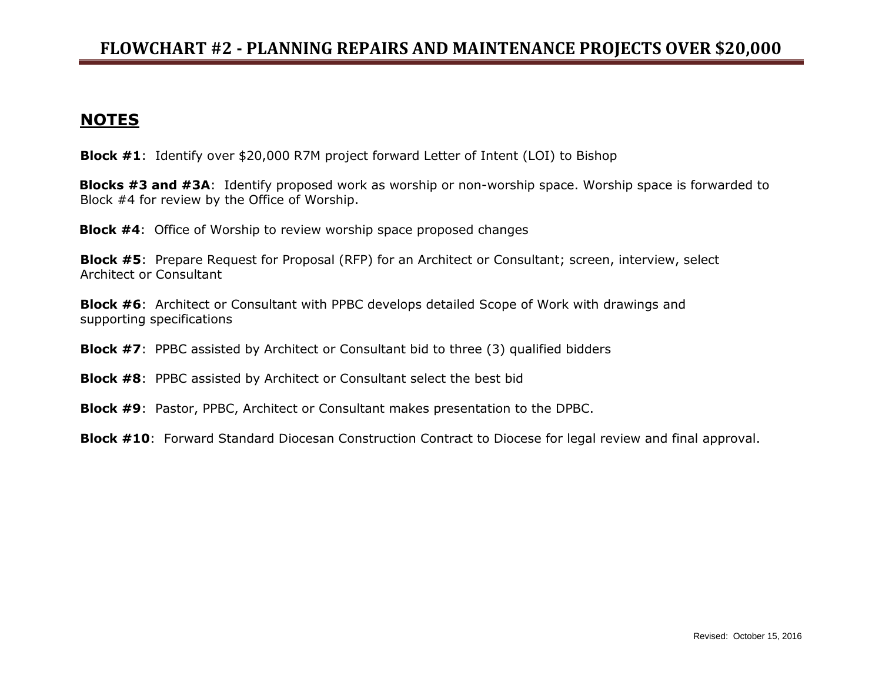# FLOWCHART #2 - PLANNING REPAIRS AND MAINTENANCE PROJECTS OVER $20,000

## NOTES

**Block #1**: Identify over $20,000 R7M project forward Letter of Intent (LOI) to Bishop

**Blocks #3 and #3A**: Identify proposed work as worship or non-worship space. Worship space is forwarded to Block #4 for review by the Office of Worship.

**Block #4**: Office of Worship to review worship space proposed changes

**Block #5**: Prepare Request for Proposal (RFP) for an Architect or Consultant; screen, interview, select Architect or Consultant

**Block #6**: Architect or Consultant with PPBC develops detailed Scope of Work with drawings and supporting specifications

**Block #7**: PPBC assisted by Architect or Consultant bid to three (3) qualified bidders

**Block #8**: PPBC assisted by Architect or Consultant select the best bid

**Block #9**: Pastor, PPBC, Architect or Consultant makes presentation to the DPBC.

**Block #10**: Forward Standard Diocesan Construction Contract to Diocese for legal review and final approval.

Revised: October 15, 2016